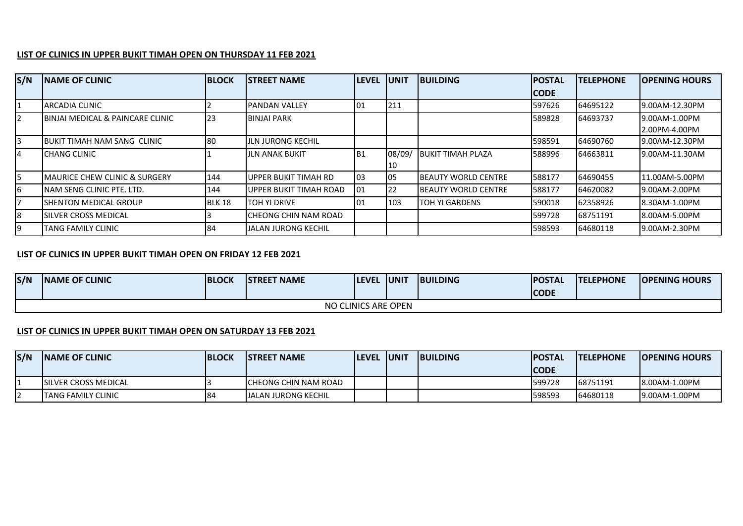**LIST OF CLINICS IN UPPER BUKIT TIMAH OPEN ON THURSDAY 11 FEB 2021**

| S/N | NAME OF CLINIC | BLOCK | STREET NAME | LEVEL | UNIT | BUILDING | POSTAL CODE | TELEPHONE | OPENING HOURS |
|---|---|---|---|---|---|---|---|---|---|
| 1 | ARCADIA CLINIC | 2 | PANDAN VALLEY | 01 | 211 | | 597626 | 64695122 | 9.00AM-12.30PM |
| 2 | BINJAI MEDICAL & PAINCARE CLINIC | 23 | BINJAI PARK | | | | 589828 | 64693737 | 9.00AM-1.00PM<br>2.00PM-4.00PM |
| 3 | BUKIT TIMAH NAM SANG CLINIC | 80 | JLN JURONG KECHIL | | | | 598591 | 64690760 | 9.00AM-12.30PM |
| 4 | CHANG CLINIC | 1 | JLN ANAK BUKIT | B1 | 08/09/10 | BUKIT TIMAH PLAZA | 588996 | 64663811 | 9.00AM-11.30AM |
| 5 | MAURICE CHEW CLINIC & SURGERY | 144 | UPPER BUKIT TIMAH RD | 03 | 05 | BEAUTY WORLD CENTRE | 588177 | 64690455 | 11.00AM-5.00PM |
| 6 | NAM SENG CLINIC PTE. LTD. | 144 | UPPER BUKIT TIMAH ROAD | 01 | 22 | BEAUTY WORLD CENTRE | 588177 | 64620082 | 9.00AM-2.00PM |
| 7 | SHENTON MEDICAL GROUP | BLK 18 | TOH YI DRIVE | 01 | 103 | TOH YI GARDENS | 590018 | 62358926 | 8.30AM-1.00PM |
| 8 | SILVER CROSS MEDICAL | 3 | CHEONG CHIN NAM ROAD | | | | 599728 | 68751191 | 8.00AM-5.00PM |
| 9 | TANG FAMILY CLINIC | 84 | JALAN JURONG KECHIL | | | | 598593 | 64680118 | 9.00AM-2.30PM |

**LIST OF CLINICS IN UPPER BUKIT TIMAH OPEN ON FRIDAY 12 FEB 2021**

| S/N | NAME OF CLINIC | BLOCK | STREET NAME | LEVEL | UNIT | BUILDING | POSTAL CODE | TELEPHONE | OPENING HOURS |
|---|---|---|---|---|---|---|---|---|---|
| NO CLINICS ARE OPEN | | | | | | | | | |

**LIST OF CLINICS IN UPPER BUKIT TIMAH OPEN ON SATURDAY 13 FEB 2021**

| S/N | NAME OF CLINIC | BLOCK | STREET NAME | LEVEL | UNIT | BUILDING | POSTAL CODE | TELEPHONE | OPENING HOURS |
|---|---|---|---|---|---|---|---|---|---|
| 1 | SILVER CROSS MEDICAL | 3 | CHEONG CHIN NAM ROAD | | | | 599728 | 68751191 | 8.00AM-1.00PM |
| 2 | TANG FAMILY CLINIC | 84 | JALAN JURONG KECHIL | | | | 598593 | 64680118 | 9.00AM-1.00PM |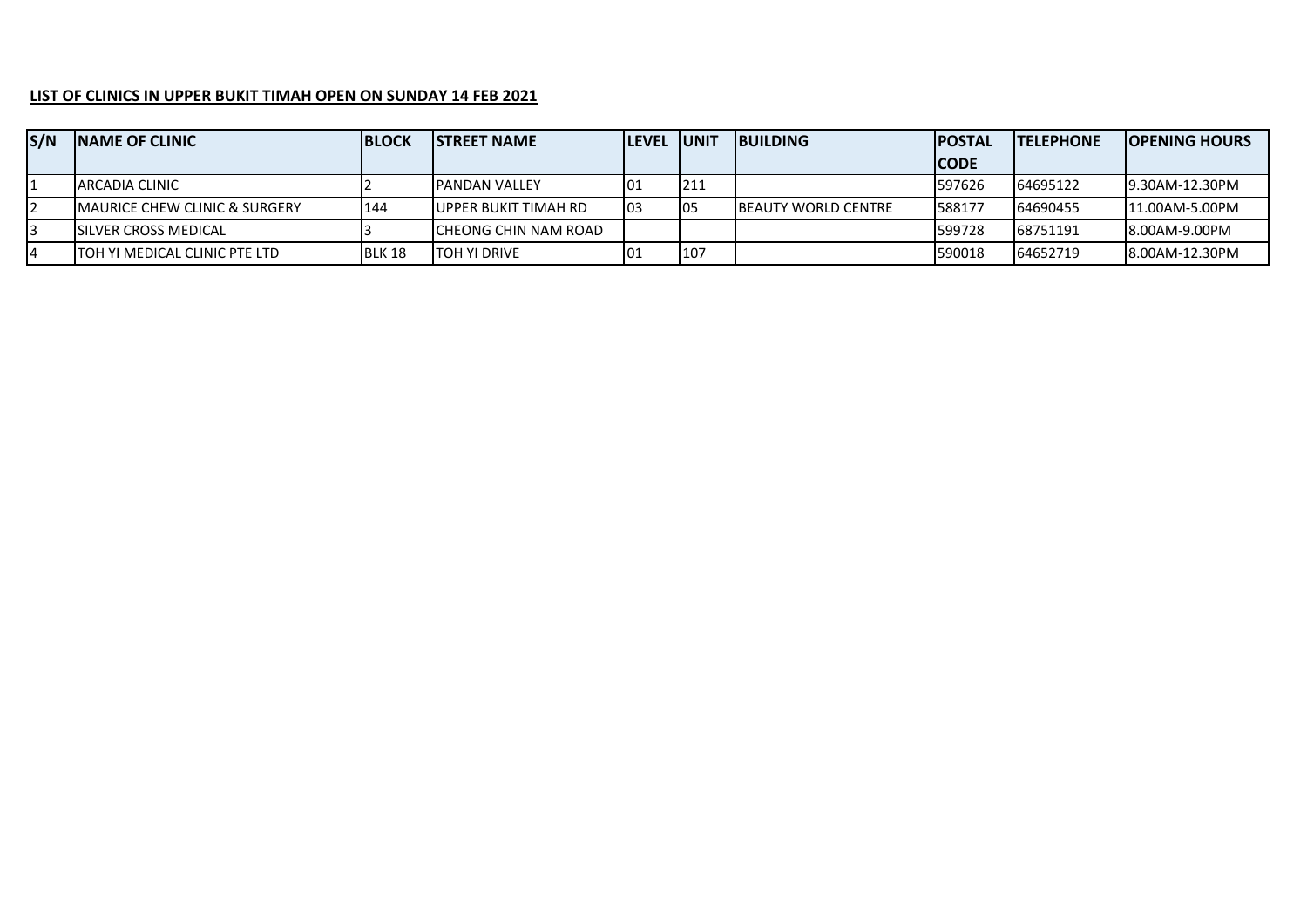**LIST OF CLINICS IN UPPER BUKIT TIMAH OPEN ON SUNDAY 14 FEB 2021**

| S/N | NAME OF CLINIC | BLOCK | STREET NAME | LEVEL | UNIT | BUILDING | POSTAL CODE | TELEPHONE | OPENING HOURS |
|---|---|---|---|---|---|---|---|---|---|
| 1 | ARCADIA CLINIC | 2 | PANDAN VALLEY | 01 | 211 | | 597626 | 64695122 | 9.30AM-12.30PM |
| 2 | MAURICE CHEW CLINIC & SURGERY | 144 | UPPER BUKIT TIMAH RD | 03 | 05 | BEAUTY WORLD CENTRE | 588177 | 64690455 | 11.00AM-5.00PM |
| 3 | SILVER CROSS MEDICAL | 3 | CHEONG CHIN NAM ROAD | | | | 599728 | 68751191 | 8.00AM-9.00PM |
| 4 | TOH YI MEDICAL CLINIC PTE LTD | BLK 18 | TOH YI DRIVE | 01 | 107 | | 590018 | 64652719 | 8.00AM-12.30PM |